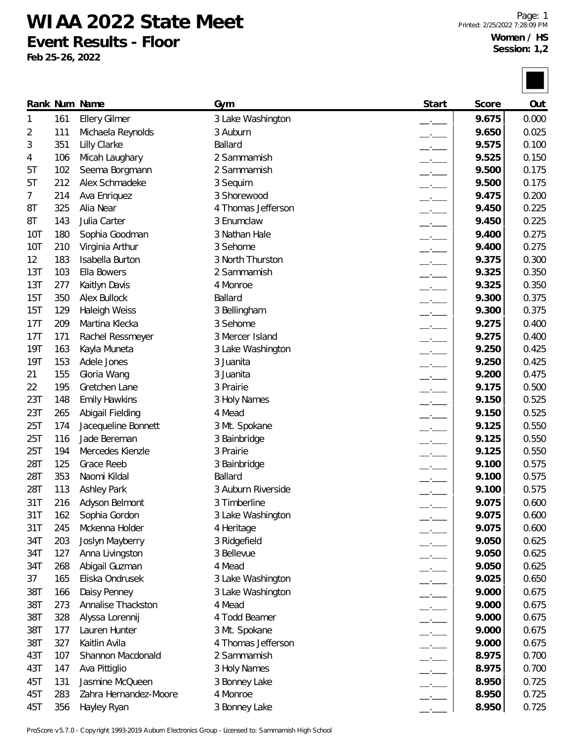# WIAA 2022 State Meet

## Event Results - Floor

**Feb 25-26, 2022**

**Women / HS**
**Session: 1,2**

| Rank | Num | Name | Gym | Start | Score | Out |
|---|---|---|---|---|---|---|
| 1 | 161 | Ellery Gilmer | 3 Lake Washington | __.___ | 9.675 | 0.000 |
| 2 | 111 | Michaela Reynolds | 3 Auburn | __.___ | 9.650 | 0.025 |
| 3 | 351 | Lilly Clarke | Ballard | __.___ | 9.575 | 0.100 |
| 4 | 106 | Micah Laughary | 2 Sammamish | __.___ | 9.525 | 0.150 |
| 5T | 102 | Seema Borgmann | 2 Sammamish | __.___ | 9.500 | 0.175 |
| 5T | 212 | Alex Schmadeke | 3 Sequim | __.___ | 9.500 | 0.175 |
| 7 | 214 | Ava Enriquez | 3 Shorewood | __.___ | 9.475 | 0.200 |
| 8T | 325 | Alia Near | 4 Thomas Jefferson | __.___ | 9.450 | 0.225 |
| 8T | 143 | Julia Carter | 3 Enumclaw | __.___ | 9.450 | 0.225 |
| 10T | 180 | Sophia Goodman | 3 Nathan Hale | __.___ | 9.400 | 0.275 |
| 10T | 210 | Virginia Arthur | 3 Sehome | __.___ | 9.400 | 0.275 |
| 12 | 183 | Isabella Burton | 3 North Thurston | __.___ | 9.375 | 0.300 |
| 13T | 103 | Ella Bowers | 2 Sammamish | __.___ | 9.325 | 0.350 |
| 13T | 277 | Kaitlyn Davis | 4 Monroe | __.___ | 9.325 | 0.350 |
| 15T | 350 | Alex Bullock | Ballard | __.___ | 9.300 | 0.375 |
| 15T | 129 | Haleigh Weiss | 3 Bellingham | __.___ | 9.300 | 0.375 |
| 17T | 209 | Martina Klecka | 3 Sehome | __.___ | 9.275 | 0.400 |
| 17T | 171 | Rachel Ressmeyer | 3 Mercer Island | __.___ | 9.275 | 0.400 |
| 19T | 163 | Kayla Muneta | 3 Lake Washington | __.___ | 9.250 | 0.425 |
| 19T | 153 | Adele Jones | 3 Juanita | __.___ | 9.250 | 0.425 |
| 21 | 155 | Gloria Wang | 3 Juanita | __.___ | 9.200 | 0.475 |
| 22 | 195 | Gretchen Lane | 3 Prairie | __.___ | 9.175 | 0.500 |
| 23T | 148 | Emily Hawkins | 3 Holy Names | __.___ | 9.150 | 0.525 |
| 23T | 265 | Abigail Fielding | 4 Mead | __.___ | 9.150 | 0.525 |
| 25T | 174 | Jacequeline Bonnett | 3 Mt. Spokane | __.___ | 9.125 | 0.550 |
| 25T | 116 | Jade Bereman | 3 Bainbridge | __.___ | 9.125 | 0.550 |
| 25T | 194 | Mercedes Kienzle | 3 Prairie | __.___ | 9.125 | 0.550 |
| 28T | 125 | Grace Reeb | 3 Bainbridge | __.___ | 9.100 | 0.575 |
| 28T | 353 | Naomi Kildal | Ballard | __.___ | 9.100 | 0.575 |
| 28T | 113 | Ashley Park | 3 Auburn Riverside | __.___ | 9.100 | 0.575 |
| 31T | 216 | Adyson Belmont | 3 Timberline | __.___ | 9.075 | 0.600 |
| 31T | 162 | Sophia Gordon | 3 Lake Washington | __.___ | 9.075 | 0.600 |
| 31T | 245 | Mckenna Holder | 4 Heritage | __.___ | 9.075 | 0.600 |
| 34T | 203 | Joslyn Mayberry | 3 Ridgefield | __.___ | 9.050 | 0.625 |
| 34T | 127 | Anna Livingston | 3 Bellevue | __.___ | 9.050 | 0.625 |
| 34T | 268 | Abigail Guzman | 4 Mead | __.___ | 9.050 | 0.625 |
| 37 | 165 | Eliska Ondrusek | 3 Lake Washington | __.___ | 9.025 | 0.650 |
| 38T | 166 | Daisy Penney | 3 Lake Washington | __.___ | 9.000 | 0.675 |
| 38T | 273 | Annalise Thackston | 4 Mead | __.___ | 9.000 | 0.675 |
| 38T | 328 | Alyssa Lorennij | 4 Todd Beamer | __.___ | 9.000 | 0.675 |
| 38T | 177 | Lauren Hunter | 3 Mt. Spokane | __.___ | 9.000 | 0.675 |
| 38T | 327 | Kaitlin Avila | 4 Thomas Jefferson | __.___ | 9.000 | 0.675 |
| 43T | 107 | Shannon Macdonald | 2 Sammamish | __.___ | 8.975 | 0.700 |
| 43T | 147 | Ava Pittiglio | 3 Holy Names | __.___ | 8.975 | 0.700 |
| 45T | 131 | Jasmine McQueen | 3 Bonney Lake | __.___ | 8.950 | 0.725 |
| 45T | 283 | Zahra Hernandez-Moore | 4 Monroe | __.___ | 8.950 | 0.725 |
| 45T | 356 | Hayley Ryan | 3 Bonney Lake | __.___ | 8.950 | 0.725 |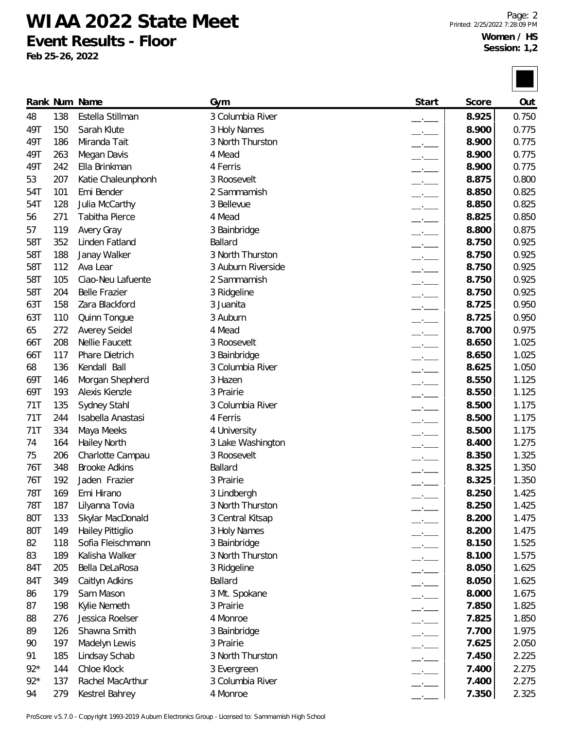# WIAA 2022 State Meet

## Event Results - Floor

**Feb 25-26, 2022**

**Women / HS**
**Session: 1,2**

| Rank | Num | Name | Gym | Start | Score | Out |
|---|---|---|---|---|---|---|
| 48 | 138 | Estella Stillman | 3 Columbia River | __.___ | 8.925 | 0.750 |
| 49T | 150 | Sarah Klute | 3 Holy Names | __.___ | 8.900 | 0.775 |
| 49T | 186 | Miranda Tait | 3 North Thurston | __.___ | 8.900 | 0.775 |
| 49T | 263 | Megan Davis | 4 Mead | __.___ | 8.900 | 0.775 |
| 49T | 242 | Ella Brinkman | 4 Ferris | __.___ | 8.900 | 0.775 |
| 53 | 207 | Katie Chaleunphonh | 3 Roosevelt | __.___ | 8.875 | 0.800 |
| 54T | 101 | Emi Bender | 2 Sammamish | __.___ | 8.850 | 0.825 |
| 54T | 128 | Julia McCarthy | 3 Bellevue | __.___ | 8.850 | 0.825 |
| 56 | 271 | Tabitha Pierce | 4 Mead | __.___ | 8.825 | 0.850 |
| 57 | 119 | Avery Gray | 3 Bainbridge | __.___ | 8.800 | 0.875 |
| 58T | 352 | Linden Fatland | Ballard | __.___ | 8.750 | 0.925 |
| 58T | 188 | Janay Walker | 3 North Thurston | __.___ | 8.750 | 0.925 |
| 58T | 112 | Ava Lear | 3 Auburn Riverside | __.___ | 8.750 | 0.925 |
| 58T | 105 | Ciao-Neu Lafuente | 2 Sammamish | __.___ | 8.750 | 0.925 |
| 58T | 204 | Belle Frazier | 3 Ridgeline | __.___ | 8.750 | 0.925 |
| 63T | 158 | Zara Blackford | 3 Juanita | __.___ | 8.725 | 0.950 |
| 63T | 110 | Quinn Tongue | 3 Auburn | __.___ | 8.725 | 0.950 |
| 65 | 272 | Averey Seidel | 4 Mead | __.___ | 8.700 | 0.975 |
| 66T | 208 | Nellie Faucett | 3 Roosevelt | __.___ | 8.650 | 1.025 |
| 66T | 117 | Phare Dietrich | 3 Bainbridge | __.___ | 8.650 | 1.025 |
| 68 | 136 | Kendall Ball | 3 Columbia River | __.___ | 8.625 | 1.050 |
| 69T | 146 | Morgan Shepherd | 3 Hazen | __.___ | 8.550 | 1.125 |
| 69T | 193 | Alexis Kienzle | 3 Prairie | __.___ | 8.550 | 1.125 |
| 71T | 135 | Sydney Stahl | 3 Columbia River | __.___ | 8.500 | 1.175 |
| 71T | 244 | Isabella Anastasi | 4 Ferris | __.___ | 8.500 | 1.175 |
| 71T | 334 | Maya Meeks | 4 University | __.___ | 8.500 | 1.175 |
| 74 | 164 | Hailey North | 3 Lake Washington | __.___ | 8.400 | 1.275 |
| 75 | 206 | Charlotte Campau | 3 Roosevelt | __.___ | 8.350 | 1.325 |
| 76T | 348 | Brooke Adkins | Ballard | __.___ | 8.325 | 1.350 |
| 76T | 192 | Jaden Frazier | 3 Prairie | __.___ | 8.325 | 1.350 |
| 78T | 169 | Emi Hirano | 3 Lindbergh | __.___ | 8.250 | 1.425 |
| 78T | 187 | Lilyanna Tovia | 3 North Thurston | __.___ | 8.250 | 1.425 |
| 80T | 133 | Skylar MacDonald | 3 Central Kitsap | __.___ | 8.200 | 1.475 |
| 80T | 149 | Hailey Pittiglio | 3 Holy Names | __.___ | 8.200 | 1.475 |
| 82 | 118 | Sofia Fleischmann | 3 Bainbridge | __.___ | 8.150 | 1.525 |
| 83 | 189 | Kalisha Walker | 3 North Thurston | __.___ | 8.100 | 1.575 |
| 84T | 205 | Bella DeLaRosa | 3 Ridgeline | __.___ | 8.050 | 1.625 |
| 84T | 349 | Caitlyn Adkins | Ballard | __.___ | 8.050 | 1.625 |
| 86 | 179 | Sam Mason | 3 Mt. Spokane | __.___ | 8.000 | 1.675 |
| 87 | 198 | Kylie Nemeth | 3 Prairie | __.___ | 7.850 | 1.825 |
| 88 | 276 | Jessica Roelser | 4 Monroe | __.___ | 7.825 | 1.850 |
| 89 | 126 | Shawna Smith | 3 Bainbridge | __.___ | 7.700 | 1.975 |
| 90 | 197 | Madelyn Lewis | 3 Prairie | __.___ | 7.625 | 2.050 |
| 91 | 185 | Lindsay Schab | 3 North Thurston | __.___ | 7.450 | 2.225 |
| 92* | 144 | Chloe Klock | 3 Evergreen | __.___ | 7.400 | 2.275 |
| 92* | 137 | Rachel MacArthur | 3 Columbia River | __.___ | 7.400 | 2.275 |
| 94 | 279 | Kestrel Bahrey | 4 Monroe | __.___ | 7.350 | 2.325 |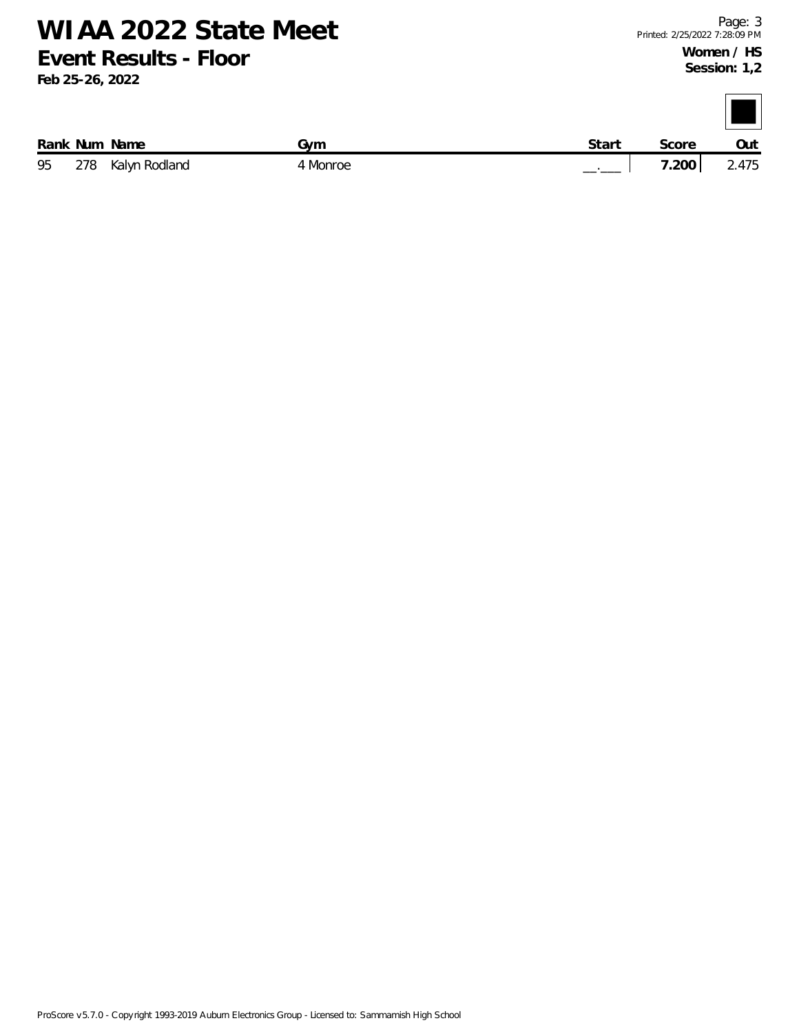# WIAA 2022 State Meet

## Event Results - Floor

**Feb 25-26, 2022**

**Women / HS**
**Session: 1,2**

| Rank | Num | Name | Gym | Start | Score | Out |
|---|---|---|---|---|---|---|
| 95 | 278 | Kalyn Rodland | 4 Monroe | __.___ | **7.200** | 2.475 |

ProScore v5.7.0 - Copyright 1993-2019 Auburn Electronics Group - Licensed to: Sammamish High School